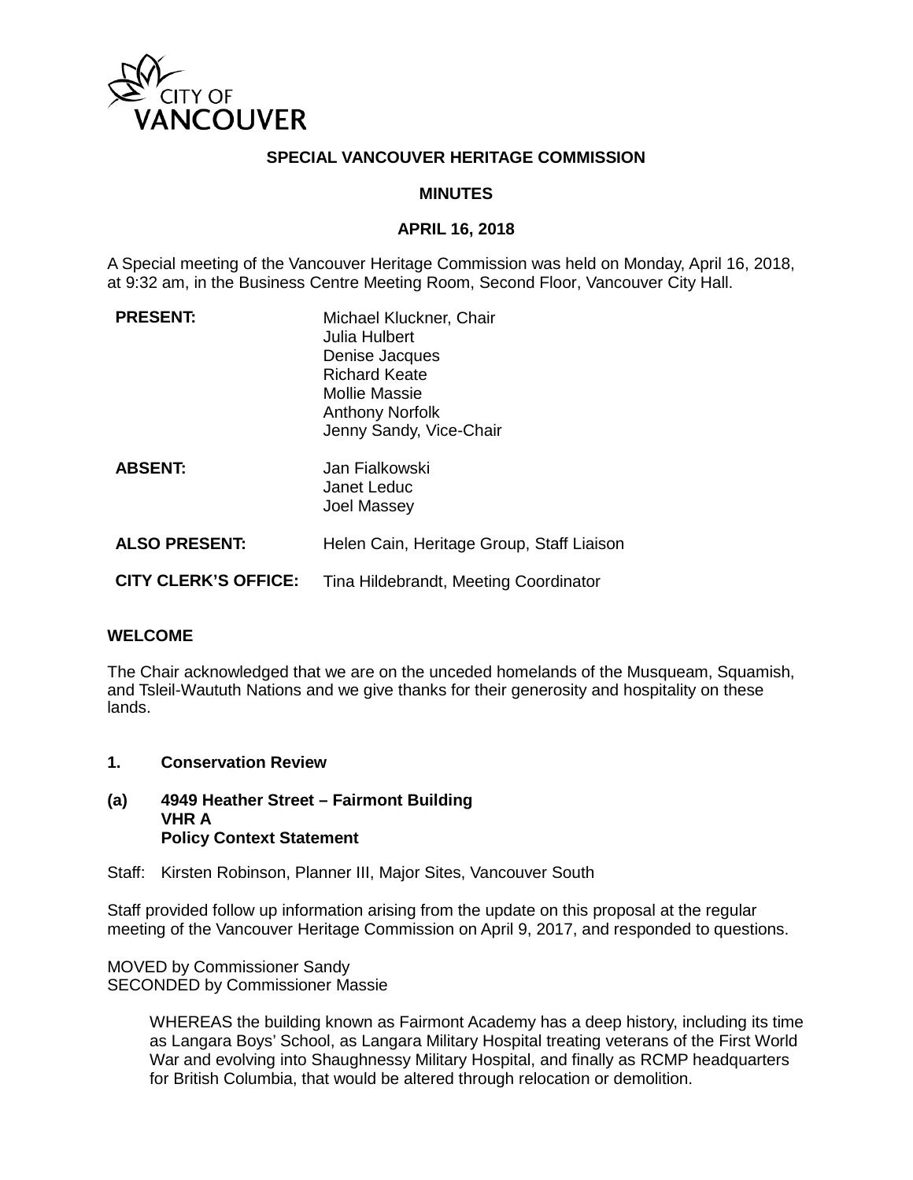# SPECIAL VANCOUVER HERITAGE COMMISSION

## MINUTES

## APRIL 16, 2018

A Special meeting of the Vancouver Heritage Commission was held on Monday, April 16, 2018, at 9:32 am, in the Business Centre Meeting Room, Second Floor, Vancouver City Hall.

| | |
|---|---|
| **PRESENT:** | Michael Kluckner, Chair<br>Julia Hulbert<br>Denise Jacques<br>Richard Keate<br>Mollie Massie<br>Anthony Norfolk<br>Jenny Sandy, Vice-Chair |
| **ABSENT:** | Jan Fialkowski<br>Janet Leduc<br>Joel Massey |
| **ALSO PRESENT:** | Helen Cain, Heritage Group, Staff Liaison |
| **CITY CLERK'S OFFICE:** | Tina Hildebrandt, Meeting Coordinator |

### WELCOME

The Chair acknowledged that we are on the unceded homelands of the Musqueam, Squamish, and Tsleil-Waututh Nations and we give thanks for their generosity and hospitality on these lands.

### 1. Conservation Review

#### (a) 4949 Heather Street – Fairmont Building VHR A Policy Context Statement

Staff: Kirsten Robinson, Planner III, Major Sites, Vancouver South

Staff provided follow up information arising from the update on this proposal at the regular meeting of the Vancouver Heritage Commission on April 9, 2017, and responded to questions.

MOVED by Commissioner Sandy
SECONDED by Commissioner Massie

> WHEREAS the building known as Fairmont Academy has a deep history, including its time as Langara Boys' School, as Langara Military Hospital treating veterans of the First World War and evolving into Shaughnessy Military Hospital, and finally as RCMP headquarters for British Columbia, that would be altered through relocation or demolition.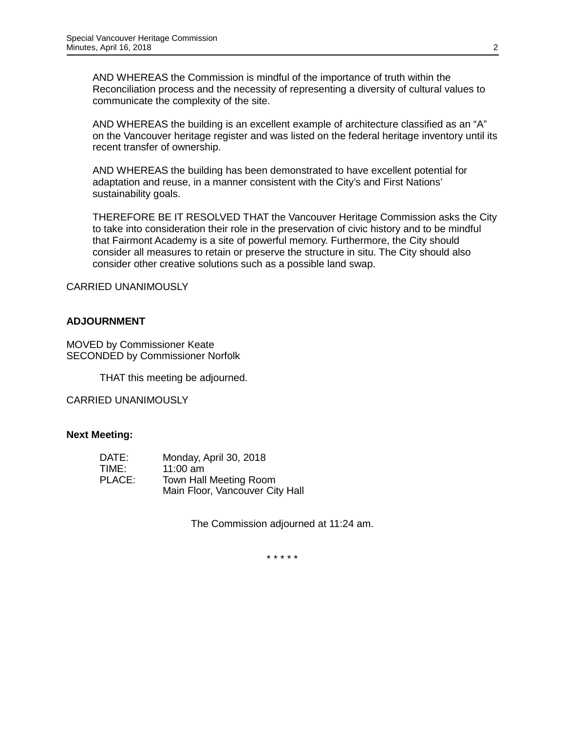AND WHEREAS the Commission is mindful of the importance of truth within the Reconciliation process and the necessity of representing a diversity of cultural values to communicate the complexity of the site.

AND WHEREAS the building is an excellent example of architecture classified as an "A" on the Vancouver heritage register and was listed on the federal heritage inventory until its recent transfer of ownership.

AND WHEREAS the building has been demonstrated to have excellent potential for adaptation and reuse, in a manner consistent with the City's and First Nations' sustainability goals.

THEREFORE BE IT RESOLVED THAT the Vancouver Heritage Commission asks the City to take into consideration their role in the preservation of civic history and to be mindful that Fairmont Academy is a site of powerful memory. Furthermore, the City should consider all measures to retain or preserve the structure in situ. The City should also consider other creative solutions such as a possible land swap.

CARRIED UNANIMOUSLY

**ADJOURNMENT**

MOVED by Commissioner Keate
SECONDED by Commissioner Norfolk

THAT this meeting be adjourned.

CARRIED UNANIMOUSLY

**Next Meeting:**

DATE: Monday, April 30, 2018
TIME: 11:00 am
PLACE: Town Hall Meeting Room
Main Floor, Vancouver City Hall

The Commission adjourned at 11:24 am.

* * * * *